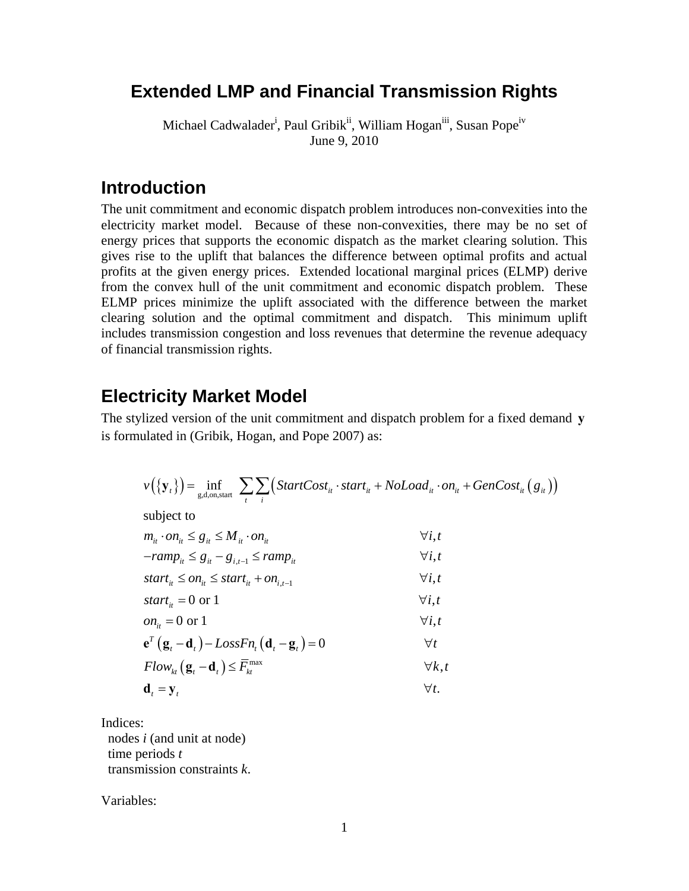# Extended LMP and Financial Transmission Rights

Michael Cadwalader[i], Paul Gribik[ii], William Hogan[iii], Susan Pope[iv]
June 9, 2010

## Introduction

The unit commitment and economic dispatch problem introduces non-convexities into the electricity market model. Because of these non-convexities, there may be no set of energy prices that supports the economic dispatch as the market clearing solution. This gives rise to the uplift that balances the difference between optimal profits and actual profits at the given energy prices. Extended locational marginal prices (ELMP) derive from the convex hull of the unit commitment and economic dispatch problem. These ELMP prices minimize the uplift associated with the difference between the market clearing solution and the optimal commitment and dispatch. This minimum uplift includes transmission congestion and loss revenues that determine the revenue adequacy of financial transmission rights.

## Electricity Market Model

The stylized version of the unit commitment and dispatch problem for a fixed demand $\mathbf{y}$ is formulated in (Gribik, Hogan, and Pope 2007) as:

$$
\begin{aligned}
v\left(\{\mathbf{y}_t\}\right) = \inf_{\text{g,d,on,start}} \; & \sum_t \sum_i \left( StartCost_{it} \cdot start_{it} + NoLoad_{it} \cdot on_{it} + GenCost_{it}\left(g_{it}\right) \right) \\
\text{subject to} \quad & \\
& m_{it} \cdot on_{it} \le g_{it} \le M_{it} \cdot on_{it} && \forall i,t \\
& -ramp_{it} \le g_{it} - g_{i,t-1} \le ramp_{it} && \forall i,t \\
& start_{it} \le on_{it} \le start_{it} + on_{i,t-1} && \forall i,t \\
& start_{it} = 0 \text{ or } 1 && \forall i,t \\
& on_{it} = 0 \text{ or } 1 && \forall i,t \\
& \mathbf{e}^T\left(\mathbf{g}_t - \mathbf{d}_t\right) - LossFn_t\left(\mathbf{d}_t - \mathbf{g}_t\right) = 0 && \forall t \\
& Flow_{kt}\left(\mathbf{g}_t - \mathbf{d}_t\right) \le \overline{F}_{kt}^{\max} && \forall k,t \\
& \mathbf{d}_t = \mathbf{y}_t && \forall t.
\end{aligned}
$$

Indices:
- nodes $i$ (and unit at node)
- time periods $t$
- transmission constraints $k$.

Variables: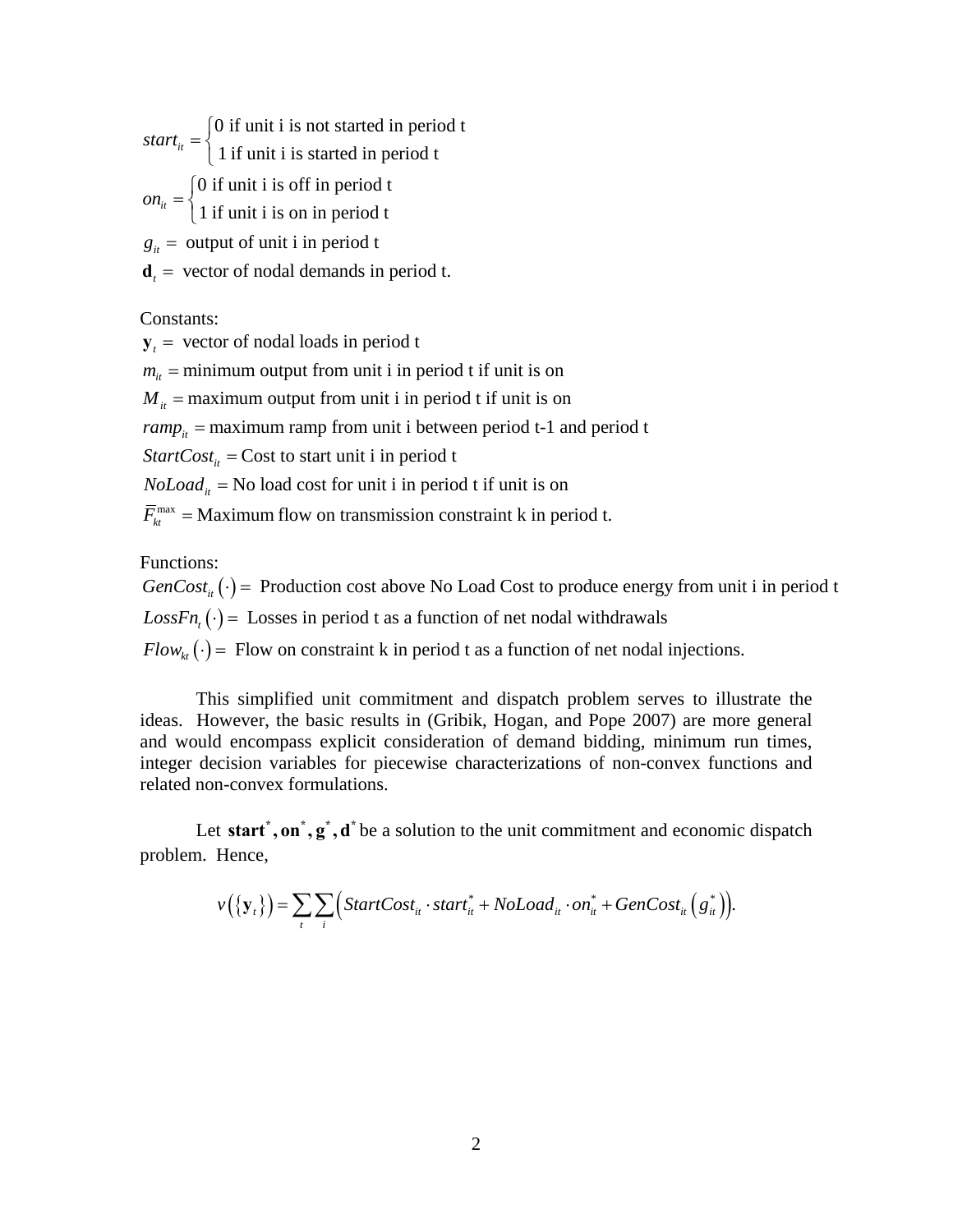$$start_{it} = \begin{cases} 0 \text{ if unit i is not started in period t} \\ 1 \text{ if unit i is started in period t} \end{cases}$$

$$on_{it} = \begin{cases} 0 \text{ if unit i is off in period t} \\ 1 \text{ if unit i is on in period t} \end{cases}$$

$g_{it} =$ output of unit i in period t

$\mathbf{d}_t =$ vector of nodal demands in period t.

Constants:

$\mathbf{y}_t =$ vector of nodal loads in period t

$m_{it} =$ minimum output from unit i in period t if unit is on

$M_{it} =$ maximum output from unit i in period t if unit is on

$ramp_{it} =$ maximum ramp from unit i between period t-1 and period t

$StartCost_{it} =$ Cost to start unit i in period t

$NoLoad_{it} =$ No load cost for unit i in period t if unit is on

$\overline{F}_{kt}^{\max} =$ Maximum flow on transmission constraint k in period t.

Functions:

$GenCost_{it}(\cdot) =$ Production cost above No Load Cost to produce energy from unit i in period t

$LossFn_t(\cdot) =$ Losses in period t as a function of net nodal withdrawals

$Flow_{kt}(\cdot) =$ Flow on constraint k in period t as a function of net nodal injections.

This simplified unit commitment and dispatch problem serves to illustrate the ideas. However, the basic results in (Gribik, Hogan, and Pope 2007) are more general and would encompass explicit consideration of demand bidding, minimum run times, integer decision variables for piecewise characterizations of non-convex functions and related non-convex formulations.

Let $\mathbf{start}^*, \mathbf{on}^*, \mathbf{g}^*, \mathbf{d}^*$ be a solution to the unit commitment and economic dispatch problem. Hence,

$$v\left(\{\mathbf{y}_t\}\right) = \sum_t \sum_i \left( StartCost_{it} \cdot start_{it}^* + NoLoad_{it} \cdot on_{it}^* + GenCost_{it}\left(g_{it}^*\right) \right).$$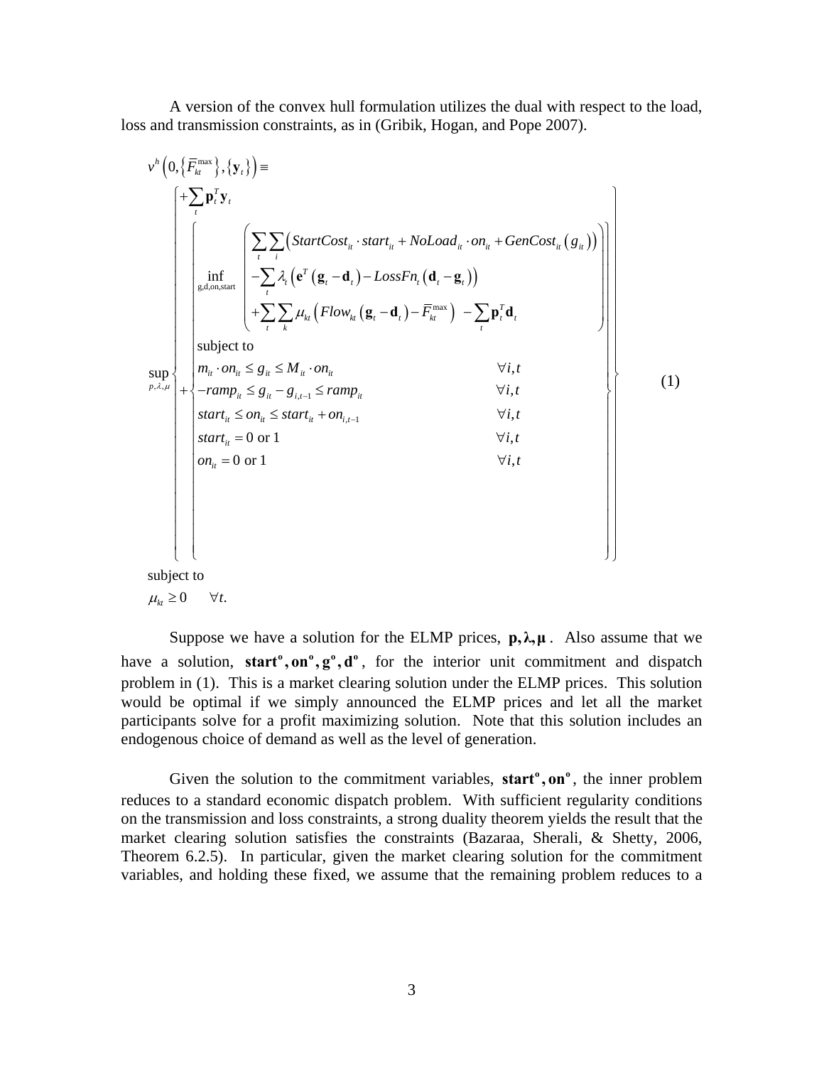A version of the convex hull formulation utilizes the dual with respect to the load, loss and transmission constraints, as in (Gribik, Hogan, and Pope 2007).

$$
v^h\left(0,\left\{\overline{F}_{kt}^{\max}\right\},\left\{\mathbf{y}_t\right\}\right) \equiv
$$

$$
\sup_{p,\lambda,\mu}
\left\{
\begin{array}{l}
+\sum_t \mathbf{p}_t^T \mathbf{y}_t \\[2ex]
+\left\{
\begin{array}{ll}
\inf\limits_{\mathrm{g,d,on,start}}
\left(
\begin{array}{l}
\sum_t \sum_i \left( StartCost_{it} \cdot start_{it} + NoLoad_{it} \cdot on_{it} + GenCost_{it}\left(g_{it}\right)\right) \\
-\sum_t \lambda_t \left( \mathbf{e}^T\left(\mathbf{g}_t - \mathbf{d}_t\right) - LossFn_t\left(\mathbf{d}_t - \mathbf{g}_t\right)\right) \\
+\sum_t \sum_k \mu_{kt}\left( Flow_{kt}\left(\mathbf{g}_t - \mathbf{d}_t\right) - \overline{F}_{kt}^{\max}\right) \; - \sum_t \mathbf{p}_t^T \mathbf{d}_t
\end{array}
\right) & \\
\text{subject to} & \\
m_{it} \cdot on_{it} \le g_{it} \le M_{it} \cdot on_{it} & \forall i,t \\
-ramp_{it} \le g_{it} - g_{i,t-1} \le ramp_{it} & \forall i,t \\
start_{it} \le on_{it} \le start_{it} + on_{i,t-1} & \forall i,t \\
start_{it} = 0 \text{ or } 1 & \forall i,t \\
on_{it} = 0 \text{ or } 1 & \forall i,t
\end{array}
\right.
\end{array}
\right\}
\qquad (1)
$$

subject to

$\mu_{kt} \ge 0 \qquad \forall t.$

Suppose we have a solution for the ELMP prices, $\mathbf{p}, \boldsymbol{\lambda}, \boldsymbol{\mu}$. Also assume that we have a solution, $\mathbf{start^o}, \mathbf{on^o}, \mathbf{g^o}, \mathbf{d^o}$, for the interior unit commitment and dispatch problem in (1). This is a market clearing solution under the ELMP prices. This solution would be optimal if we simply announced the ELMP prices and let all the market participants solve for a profit maximizing solution. Note that this solution includes an endogenous choice of demand as well as the level of generation.

Given the solution to the commitment variables, $\mathbf{start^o}, \mathbf{on^o}$, the inner problem reduces to a standard economic dispatch problem. With sufficient regularity conditions on the transmission and loss constraints, a strong duality theorem yields the result that the market clearing solution satisfies the constraints (Bazaraa, Sherali, & Shetty, 2006, Theorem 6.2.5). In particular, given the market clearing solution for the commitment variables, and holding these fixed, we assume that the remaining problem reduces to a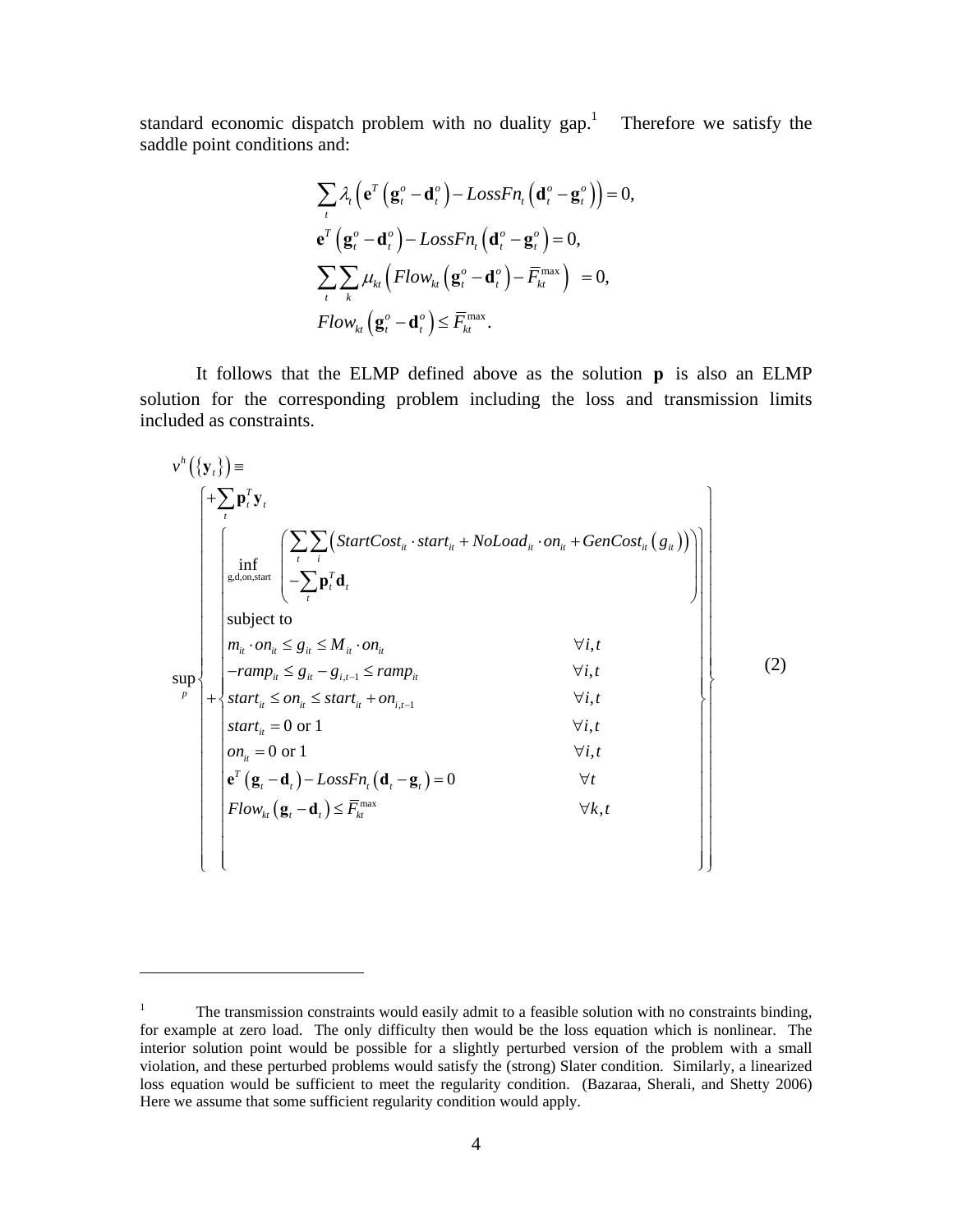standard economic dispatch problem with no duality gap.[1] Therefore we satisfy the saddle point conditions and:

$$
\begin{aligned}
&\sum_t \lambda_t \left( \mathbf{e}^T \left( \mathbf{g}_t^o - \mathbf{d}_t^o \right) - LossFn_t \left( \mathbf{d}_t^o - \mathbf{g}_t^o \right) \right) = 0, \\
&\mathbf{e}^T \left( \mathbf{g}_t^o - \mathbf{d}_t^o \right) - LossFn_t \left( \mathbf{d}_t^o - \mathbf{g}_t^o \right) = 0, \\
&\sum_t \sum_k \mu_{kt} \left( Flow_{kt} \left( \mathbf{g}_t^o - \mathbf{d}_t^o \right) - \overline{F}_{kt}^{\max} \right) = 0, \\
&Flow_{kt} \left( \mathbf{g}_t^o - \mathbf{d}_t^o \right) \le \overline{F}_{kt}^{\max}.
\end{aligned}
$$

It follows that the ELMP defined above as the solution $\mathbf{p}$ is also an ELMP solution for the corresponding problem including the loss and transmission limits included as constraints.

$$
v^h\left(\{\mathbf{y}_t\}\right) \equiv \sup_p \left\{
\begin{array}{l}
+\sum_t \mathbf{p}_t^T \mathbf{y}_t \\
+\left\{
\begin{array}{ll}
\inf\limits_{\text{g,d,on,start}} \left( \begin{array}{l} \sum_t \sum_i \left( StartCost_{it} \cdot start_{it} + NoLoad_{it} \cdot on_{it} + GenCost_{it}\left(g_{it}\right)\right) \\ -\sum_t \mathbf{p}_t^T \mathbf{d}_t \end{array} \right) & \\
\text{subject to} & \\
m_{it} \cdot on_{it} \le g_{it} \le M_{it} \cdot on_{it} & \forall i,t \\
-ramp_{it} \le g_{it} - g_{i,t-1} \le ramp_{it} & \forall i,t \\
start_{it} \le on_{it} \le start_{it} + on_{i,t-1} & \forall i,t \\
start_{it} = 0 \text{ or } 1 & \forall i,t \\
on_{it} = 0 \text{ or } 1 & \forall i,t \\
\mathbf{e}^T \left( \mathbf{g}_t - \mathbf{d}_t \right) - LossFn_t \left( \mathbf{d}_t - \mathbf{g}_t \right) = 0 & \forall t \\
Flow_{kt} \left( \mathbf{g}_t - \mathbf{d}_t \right) \le \overline{F}_{kt}^{\max} & \forall k,t
\end{array}
\right.
\end{array}
\right\} \tag{2}
$$

---

[1] The transmission constraints would easily admit to a feasible solution with no constraints binding, for example at zero load. The only difficulty then would be the loss equation which is nonlinear. The interior solution point would be possible for a slightly perturbed version of the problem with a small violation, and these perturbed problems would satisfy the (strong) Slater condition. Similarly, a linearized loss equation would be sufficient to meet the regularity condition. (Bazaraa, Sherali, and Shetty 2006) Here we assume that some sufficient regularity condition would apply.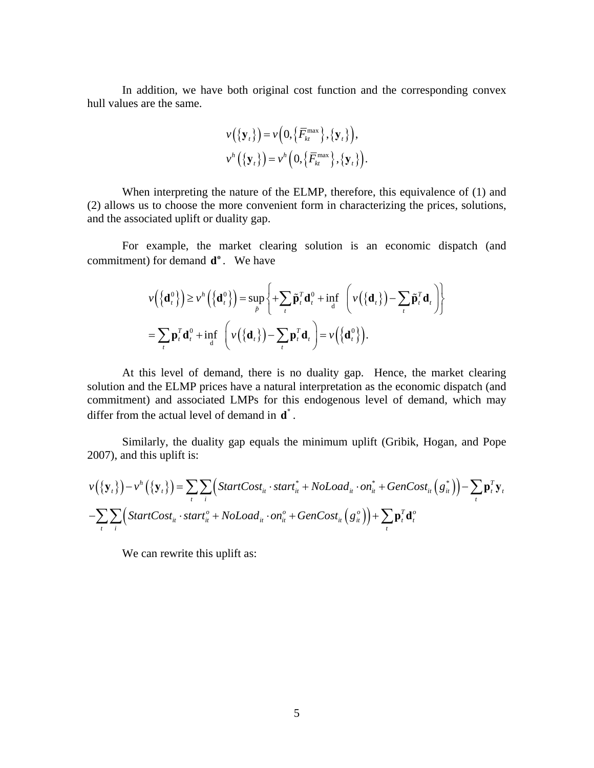In addition, we have both original cost function and the corresponding convex hull values are the same.

$$
\begin{aligned}
v\left(\{\mathbf{y}_t\}\right) &= v\left(0, \left\{\bar{F}_{kt}^{\max}\right\}, \{\mathbf{y}_t\}\right), \\
v^h\left(\{\mathbf{y}_t\}\right) &= v^h\left(0, \left\{\bar{F}_{kt}^{\max}\right\}, \{\mathbf{y}_t\}\right).
\end{aligned}
$$

When interpreting the nature of the ELMP, therefore, this equivalence of (1) and (2) allows us to choose the more convenient form in characterizing the prices, solutions, and the associated uplift or duality gap.

For example, the market clearing solution is an economic dispatch (and commitment) for demand $\mathbf{d^o}$. We have

$$
\begin{aligned}
v\left(\left\{\mathbf{d}_t^0\right\}\right) \geq v^h\left(\left\{\mathbf{d}_t^0\right\}\right) &= \sup_{\tilde{p}}\left\{+\sum_t \tilde{\mathbf{p}}_t^T \mathbf{d}_t^0 + \inf_{\mathrm{d}}\left(v\left(\{\mathbf{d}_t\}\right) - \sum_t \tilde{\mathbf{p}}_t^T \mathbf{d}_t\right)\right\} \\
&= \sum_t \mathbf{p}_t^T \mathbf{d}_t^0 + \inf_{\mathrm{d}}\left(v\left(\{\mathbf{d}_t\}\right) - \sum_t \mathbf{p}_t^T \mathbf{d}_t\right) = v\left(\left\{\mathbf{d}_t^0\right\}\right).
\end{aligned}
$$

At this level of demand, there is no duality gap. Hence, the market clearing solution and the ELMP prices have a natural interpretation as the economic dispatch (and commitment) and associated LMPs for this endogenous level of demand, which may differ from the actual level of demand in $\mathbf{d}^*$.

Similarly, the duality gap equals the minimum uplift (Gribik, Hogan, and Pope 2007), and this uplift is:

$$
\begin{aligned}
v\left(\{\mathbf{y}_t\}\right) - v^h\left(\{\mathbf{y}_t\}\right) &= \sum_t \sum_i \left(StartCost_{it} \cdot start_{it}^* + NoLoad_{it} \cdot on_{it}^* + GenCost_{it}\left(g_{it}^*\right)\right) - \sum_t \mathbf{p}_t^T \mathbf{y}_t \\
&- \sum_t \sum_i \left(StartCost_{it} \cdot start_{it}^o + NoLoad_{it} \cdot on_{it}^o + GenCost_{it}\left(g_{it}^o\right)\right) + \sum_t \mathbf{p}_t^T \mathbf{d}_t^o
\end{aligned}
$$

We can rewrite this uplift as: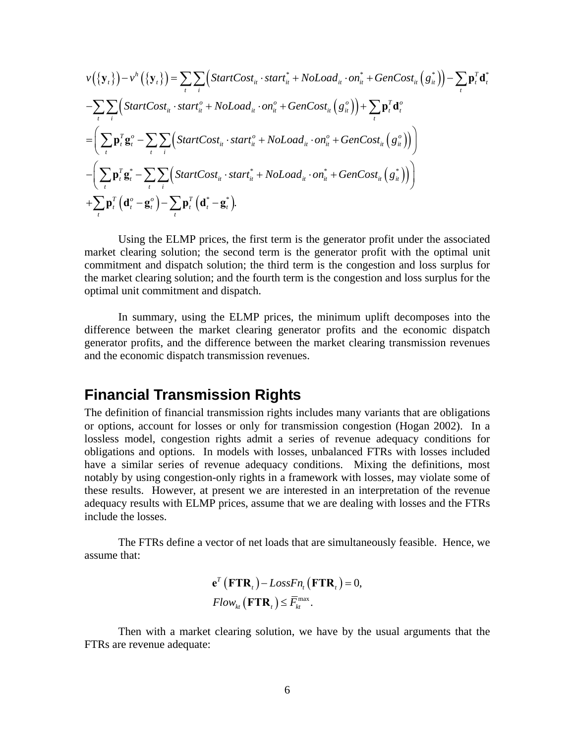$$
\begin{aligned}
& v\left(\left\{\mathbf{y}_t\right\}\right)-v^h\left(\left\{\mathbf{y}_t\right\}\right)=\sum_t \sum_i\left(StartCost_{it} \cdot start_{it}^* + NoLoad_{it} \cdot on_{it}^* + GenCost_{it}\left(g_{it}^*\right)\right)-\sum_t \mathbf{p}_t^T \mathbf{d}_t^* \\
& -\sum_t \sum_i\left(StartCost_{it} \cdot start_{it}^o + NoLoad_{it} \cdot on_{it}^o + GenCost_{it}\left(g_{it}^o\right)\right)+\sum_t \mathbf{p}_t^T \mathbf{d}_t^o \\
& =\left(\sum_t \mathbf{p}_t^T \mathbf{g}_t^o-\sum_t \sum_i\left(StartCost_{it} \cdot start_{it}^o + NoLoad_{it} \cdot on_{it}^o + GenCost_{it}\left(g_{it}^o\right)\right)\right) \\
& -\left(\sum_t \mathbf{p}_t^T \mathbf{g}_t^*-\sum_t \sum_i\left(StartCost_{it} \cdot start_{it}^* + NoLoad_{it} \cdot on_{it}^* + GenCost_{it}\left(g_{it}^*\right)\right)\right) \\
& +\sum_t \mathbf{p}_t^T\left(\mathbf{d}_t^o-\mathbf{g}_t^o\right)-\sum_t \mathbf{p}_t^T\left(\mathbf{d}_t^*-\mathbf{g}_t^*\right).
\end{aligned}
$$

Using the ELMP prices, the first term is the generator profit under the associated market clearing solution; the second term is the generator profit with the optimal unit commitment and dispatch solution; the third term is the congestion and loss surplus for the market clearing solution; and the fourth term is the congestion and loss surplus for the optimal unit commitment and dispatch.

In summary, using the ELMP prices, the minimum uplift decomposes into the difference between the market clearing generator profits and the economic dispatch generator profits, and the difference between the market clearing transmission revenues and the economic dispatch transmission revenues.

## Financial Transmission Rights

The definition of financial transmission rights includes many variants that are obligations or options, account for losses or only for transmission congestion (Hogan 2002). In a lossless model, congestion rights admit a series of revenue adequacy conditions for obligations and options. In models with losses, unbalanced FTRs with losses included have a similar series of revenue adequacy conditions. Mixing the definitions, most notably by using congestion-only rights in a framework with losses, may violate some of these results. However, at present we are interested in an interpretation of the revenue adequacy results with ELMP prices, assume that we are dealing with losses and the FTRs include the losses.

The FTRs define a vector of net loads that are simultaneously feasible. Hence, we assume that:

$$
\begin{aligned}
& \mathbf{e}^T\left(\mathbf{FTR}_t\right)-LossFn_t\left(\mathbf{FTR}_t\right)=0, \\
& Flow_{kt}\left(\mathbf{FTR}_t\right) \leq \bar{F}_{kt}^{\max}.
\end{aligned}
$$

Then with a market clearing solution, we have by the usual arguments that the FTRs are revenue adequate: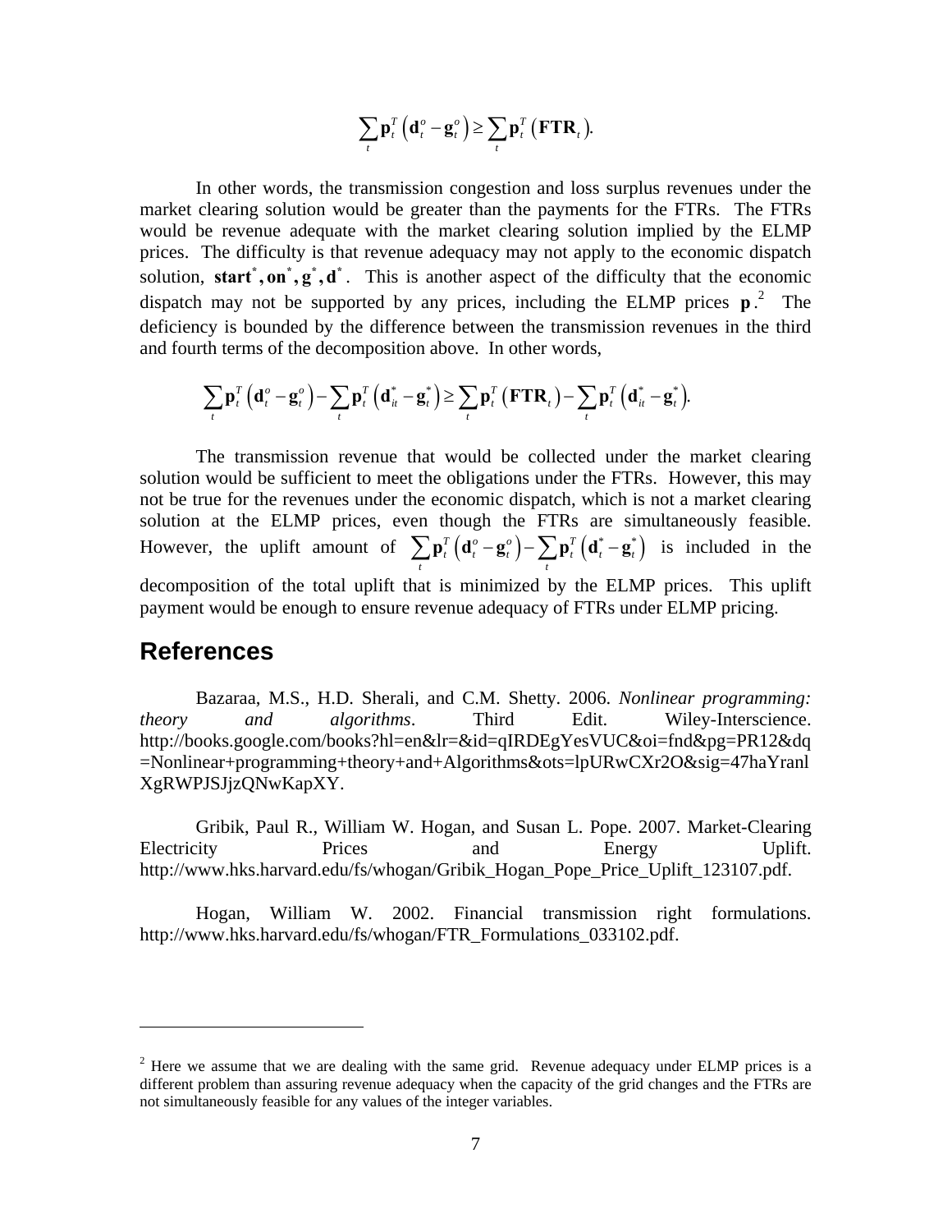$$\sum_t \mathbf{p}_t^T \left(\mathbf{d}_t^o - \mathbf{g}_t^o\right) \geq \sum_t \mathbf{p}_t^T \left(\mathbf{FTR}_t\right).$$

In other words, the transmission congestion and loss surplus revenues under the market clearing solution would be greater than the payments for the FTRs. The FTRs would be revenue adequate with the market clearing solution implied by the ELMP prices. The difficulty is that revenue adequacy may not apply to the economic dispatch solution, $\mathbf{start}^*, \mathbf{on}^*, \mathbf{g}^*, \mathbf{d}^*$. This is another aspect of the difficulty that the economic dispatch may not be supported by any prices, including the ELMP prices $\mathbf{p}$.[2] The deficiency is bounded by the difference between the transmission revenues in the third and fourth terms of the decomposition above. In other words,

$$\sum_t \mathbf{p}_t^T \left(\mathbf{d}_t^o - \mathbf{g}_t^o\right) - \sum_t \mathbf{p}_t^T \left(\mathbf{d}_{it}^* - \mathbf{g}_t^*\right) \geq \sum_t \mathbf{p}_t^T \left(\mathbf{FTR}_t\right) - \sum_t \mathbf{p}_t^T \left(\mathbf{d}_{it}^* - \mathbf{g}_t^*\right).$$

The transmission revenue that would be collected under the market clearing solution would be sufficient to meet the obligations under the FTRs. However, this may not be true for the revenues under the economic dispatch, which is not a market clearing solution at the ELMP prices, even though the FTRs are simultaneously feasible. However, the uplift amount of $\sum_t \mathbf{p}_t^T \left(\mathbf{d}_t^o - \mathbf{g}_t^o\right) - \sum_t \mathbf{p}_t^T \left(\mathbf{d}_t^* - \mathbf{g}_t^*\right)$ is included in the decomposition of the total uplift that is minimized by the ELMP prices. This uplift payment would be enough to ensure revenue adequacy of FTRs under ELMP pricing.

## References

Bazaraa, M.S., H.D. Sherali, and C.M. Shetty. 2006. *Nonlinear programming: theory and algorithms*. Third Edit. Wiley-Interscience. http://books.google.com/books?hl=en&lr=&id=qIRDEgYesVUC&oi=fnd&pg=PR12&dq=Nonlinear+programming+theory+and+Algorithms&ots=lpURwCXr2O&sig=47haYranlXgRWPJSJjzQNwKapXY.

Gribik, Paul R., William W. Hogan, and Susan L. Pope. 2007. Market-Clearing Electricity Prices and Energy Uplift. http://www.hks.harvard.edu/fs/whogan/Gribik_Hogan_Pope_Price_Uplift_123107.pdf.

Hogan, William W. 2002. Financial transmission right formulations. http://www.hks.harvard.edu/fs/whogan/FTR_Formulations_033102.pdf.

---

[2] Here we assume that we are dealing with the same grid. Revenue adequacy under ELMP prices is a different problem than assuring revenue adequacy when the capacity of the grid changes and the FTRs are not simultaneously feasible for any values of the integer variables.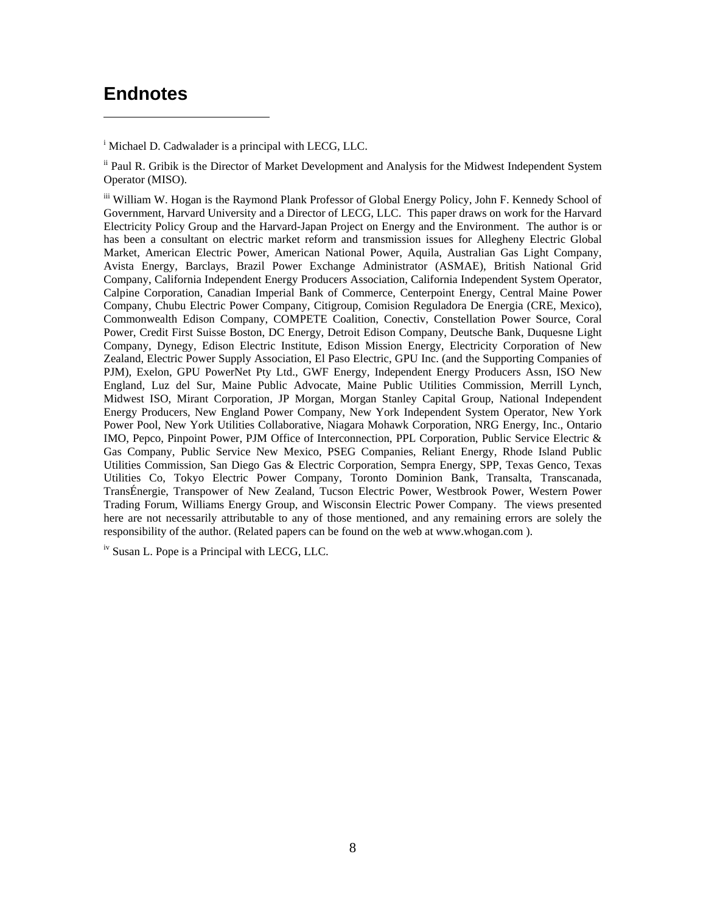# Endnotes

[i] Michael D. Cadwalader is a principal with LECG, LLC.

[ii] Paul R. Gribik is the Director of Market Development and Analysis for the Midwest Independent System Operator (MISO).

[iii] William W. Hogan is the Raymond Plank Professor of Global Energy Policy, John F. Kennedy School of Government, Harvard University and a Director of LECG, LLC. This paper draws on work for the Harvard Electricity Policy Group and the Harvard-Japan Project on Energy and the Environment. The author is or has been a consultant on electric market reform and transmission issues for Allegheny Electric Global Market, American Electric Power, American National Power, Aquila, Australian Gas Light Company, Avista Energy, Barclays, Brazil Power Exchange Administrator (ASMAE), British National Grid Company, California Independent Energy Producers Association, California Independent System Operator, Calpine Corporation, Canadian Imperial Bank of Commerce, Centerpoint Energy, Central Maine Power Company, Chubu Electric Power Company, Citigroup, Comision Reguladora De Energia (CRE, Mexico), Commonwealth Edison Company, COMPETE Coalition, Conectiv, Constellation Power Source, Coral Power, Credit First Suisse Boston, DC Energy, Detroit Edison Company, Deutsche Bank, Duquesne Light Company, Dynegy, Edison Electric Institute, Edison Mission Energy, Electricity Corporation of New Zealand, Electric Power Supply Association, El Paso Electric, GPU Inc. (and the Supporting Companies of PJM), Exelon, GPU PowerNet Pty Ltd., GWF Energy, Independent Energy Producers Assn, ISO New England, Luz del Sur, Maine Public Advocate, Maine Public Utilities Commission, Merrill Lynch, Midwest ISO, Mirant Corporation, JP Morgan, Morgan Stanley Capital Group, National Independent Energy Producers, New England Power Company, New York Independent System Operator, New York Power Pool, New York Utilities Collaborative, Niagara Mohawk Corporation, NRG Energy, Inc., Ontario IMO, Pepco, Pinpoint Power, PJM Office of Interconnection, PPL Corporation, Public Service Electric & Gas Company, Public Service New Mexico, PSEG Companies, Reliant Energy, Rhode Island Public Utilities Commission, San Diego Gas & Electric Corporation, Sempra Energy, SPP, Texas Genco, Texas Utilities Co, Tokyo Electric Power Company, Toronto Dominion Bank, Transalta, Transcanada, TransÉnergie, Transpower of New Zealand, Tucson Electric Power, Westbrook Power, Western Power Trading Forum, Williams Energy Group, and Wisconsin Electric Power Company. The views presented here are not necessarily attributable to any of those mentioned, and any remaining errors are solely the responsibility of the author. (Related papers can be found on the web at www.whogan.com ).

[iv] Susan L. Pope is a Principal with LECG, LLC.